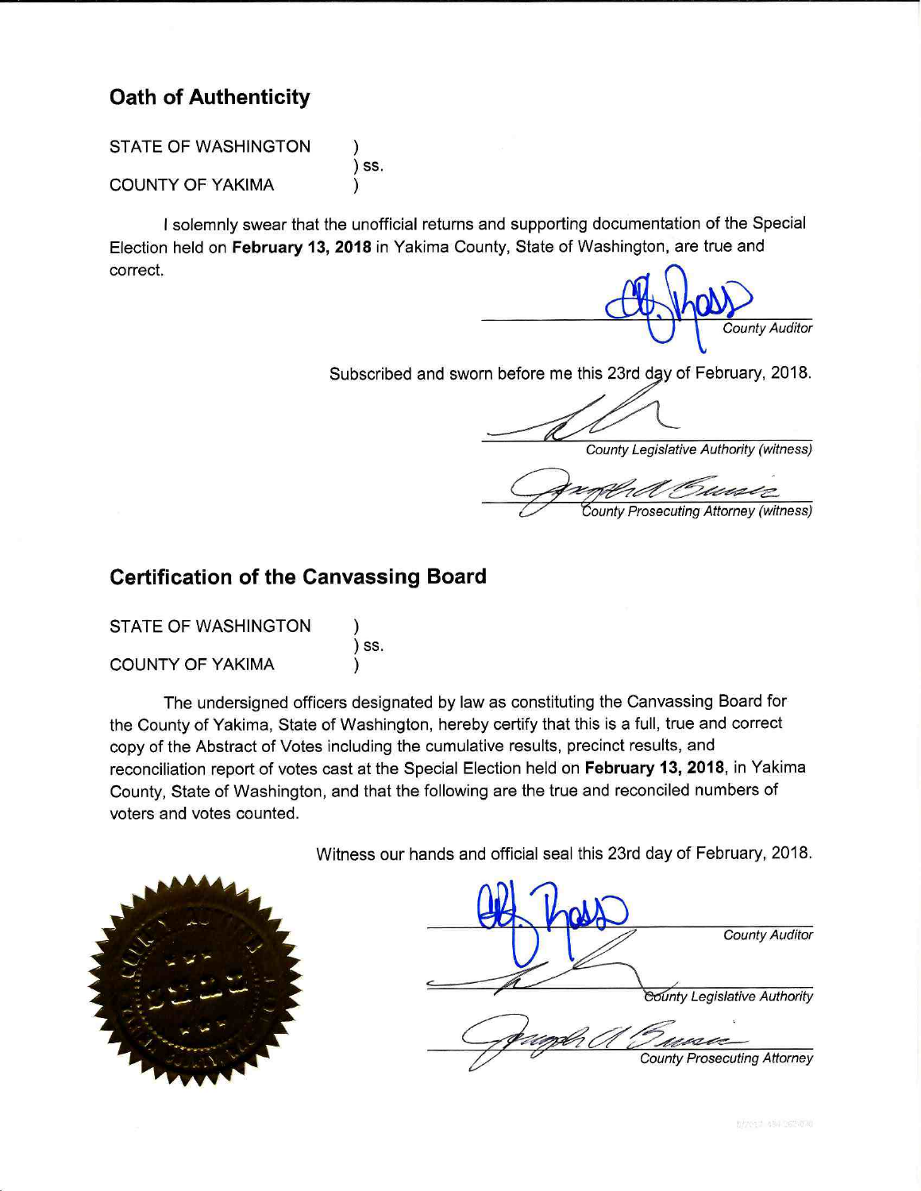## Oath of Authenticity

STATE OF WASHINGTON )
) ss.
COUNTY OF YAKIMA )

I solemnly swear that the unofficial returns and supporting documentation of the Special Election held on **February 13, 2018** in Yakima County, State of Washington, are true and correct.

_______________________
*County Auditor*

Subscribed and sworn before me this 23rd day of February, 2018.

_______________________
*County Legislative Authority (witness)*

_______________________
*County Prosecuting Attorney (witness)*

## Certification of the Canvassing Board

STATE OF WASHINGTON )
) ss.
COUNTY OF YAKIMA )

The undersigned officers designated by law as constituting the Canvassing Board for the County of Yakima, State of Washington, hereby certify that this is a full, true and correct copy of the Abstract of Votes including the cumulative results, precinct results, and reconciliation report of votes cast at the Special Election held on **February 13, 2018**, in Yakima County, State of Washington, and that the following are the true and reconciled numbers of voters and votes counted.

Witness our hands and official seal this 23rd day of February, 2018.

_______________________
*County Auditor*

_______________________
*County Legislative Authority*

_______________________
*County Prosecuting Attorney*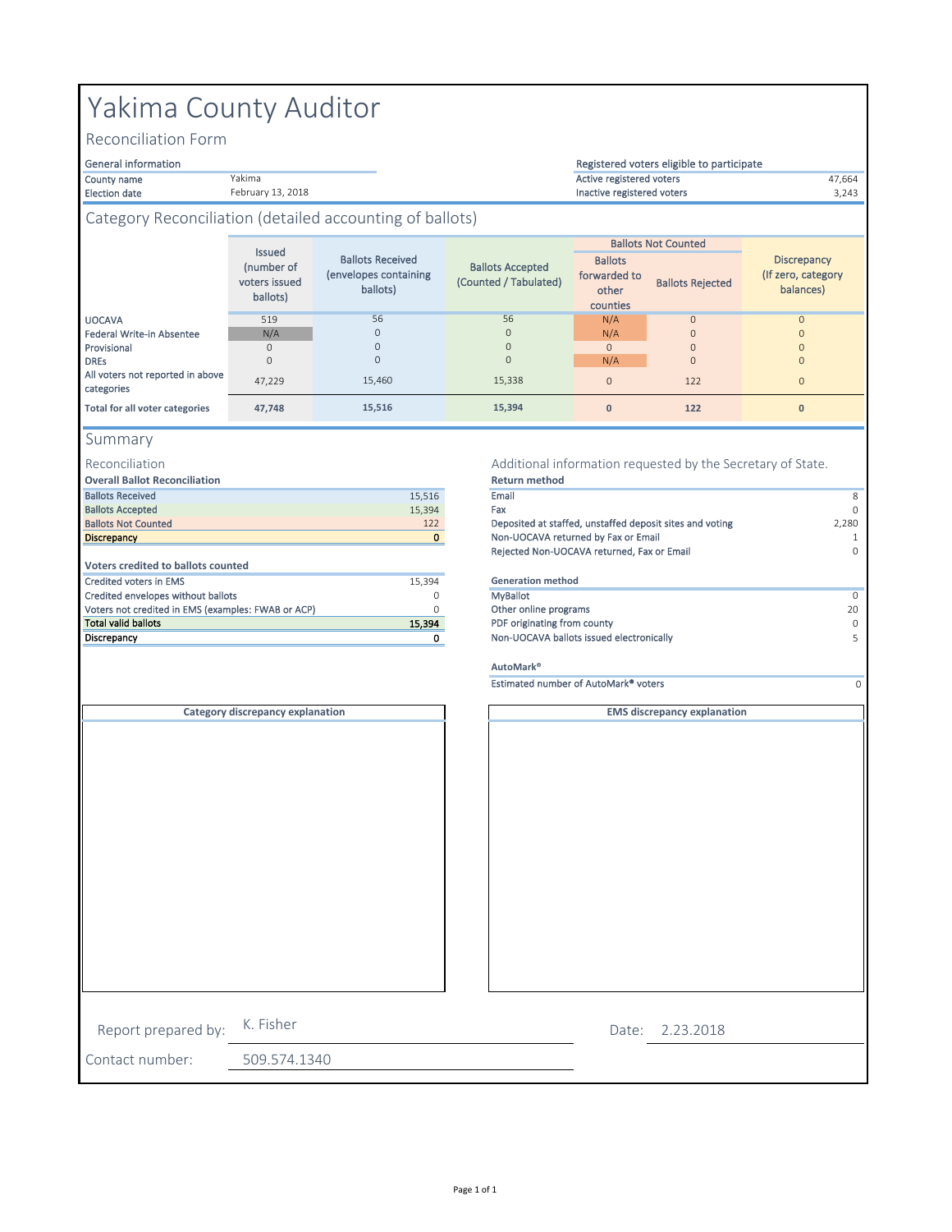# Yakima County Auditor

## Reconciliation Form

| General information | |
|---|---|
| County name | Yakima |
| Election date | February 13, 2018 |

| Registered voters eligible to participate | |
|---|---|
| Active registered voters | 47,664 |
| Inactive registered voters | 3,243 |

## Category Reconciliation (detailed accounting of ballots)

| | Issued (number of voters issued ballots) | Ballots Received (envelopes containing ballots) | Ballots Accepted (Counted / Tabulated) | Ballots Not Counted | | Discrepancy (If zero, category balances) |
|---|---|---|---|---|---|---|
| | | | | Ballots forwarded to other counties | Ballots Rejected | |
| UOCAVA | 519 | 56 | 56 | N/A | 0 | 0 |
| Federal Write-in Absentee | N/A | 0 | 0 | N/A | 0 | 0 |
| Provisional | 0 | 0 | 0 | 0 | 0 | 0 |
| DREs | 0 | 0 | 0 | N/A | 0 | 0 |
| All voters not reported in above categories | 47,229 | 15,460 | 15,338 | 0 | 122 | 0 |
| **Total for all voter categories** | **47,748** | **15,516** | **15,394** | **0** | **122** | **0** |

## Summary

### Reconciliation

| **Overall Ballot Reconciliation** | |
|---|---|
| Ballots Received | 15,516 |
| Ballots Accepted | 15,394 |
| Ballots Not Counted | 122 |
| Discrepancy | 0 |

| **Voters credited to ballots counted** | |
|---|---|
| Credited voters in EMS | 15,394 |
| Credited envelopes without ballots | 0 |
| Voters not credited in EMS (examples: FWAB or ACP) | 0 |
| Total valid ballots | 15,394 |
| Discrepancy | 0 |

### Additional information requested by the Secretary of State.

| **Return method** | |
|---|---|
| Email | 8 |
| Fax | 0 |
| Deposited at staffed, unstaffed deposit sites and voting | 2,280 |
| Non-UOCAVA returned by Fax or Email | 1 |
| Rejected Non-UOCAVA returned, Fax or Email | 0 |

| **Generation method** | |
|---|---|
| MyBallot | 0 |
| Other online programs | 20 |
| PDF originating from county | 0 |
| Non-UOCAVA ballots issued electronically | 5 |

| **AutoMark®** | |
|---|---|
| Estimated number of AutoMark® voters | 0 |

**Category discrepancy explanation**

**EMS discrepancy explanation**

Report prepared by: K. Fisher

Date: 2.23.2018

Contact number: 509.574.1340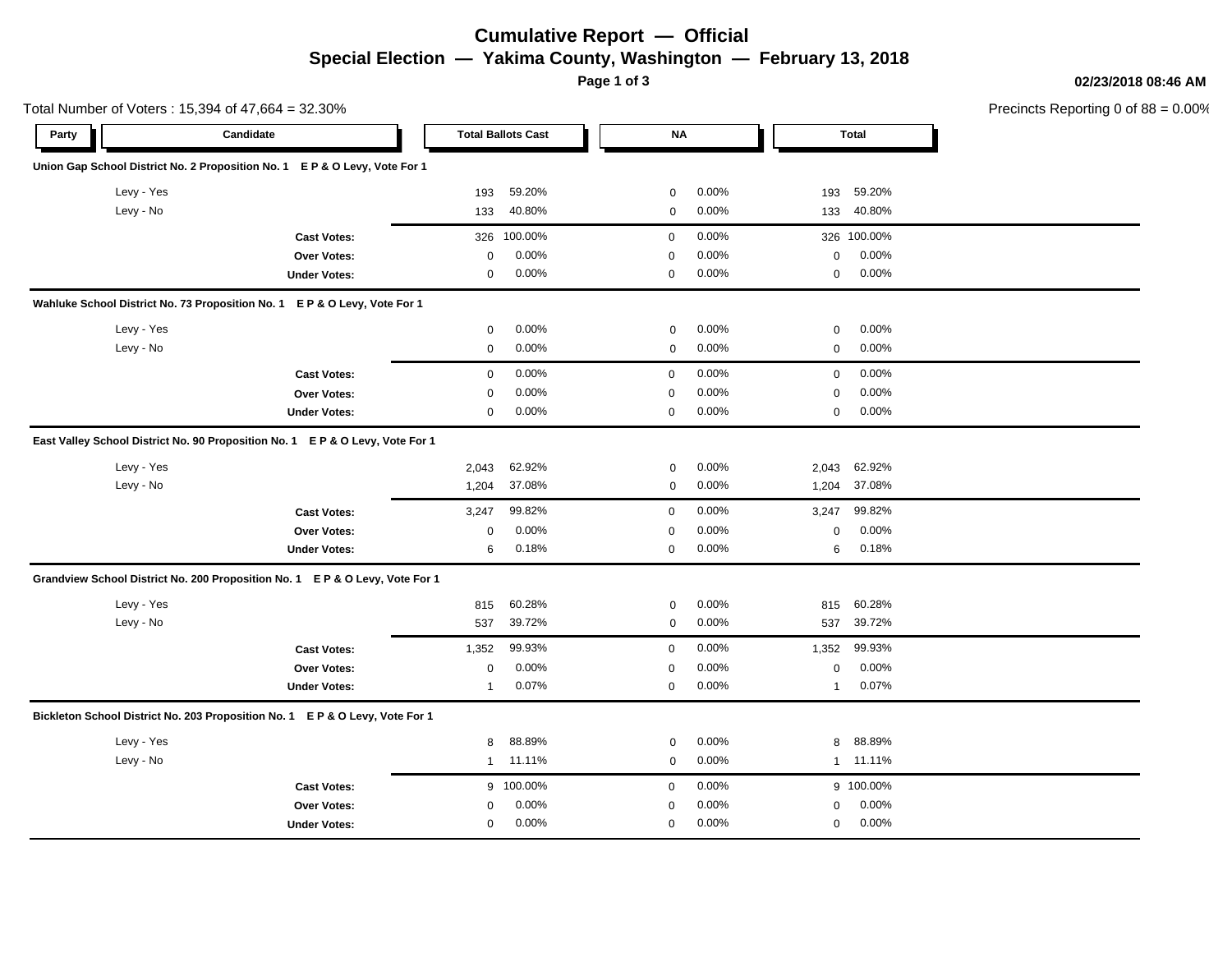# Cumulative Report — Official

## Special Election — Yakima County, Washington — February 13, 2018

02/23/2018 08:46 AM

Total Number of Voters : 15,394 of 47,664 = 32.30%

Precincts Reporting 0 of 88 = 0.00%

| Party | Candidate | Total Ballots Cast | | NA | | Total | |
|---|---|---|---|---|---|---|---|
| **Union Gap School District No. 2 Proposition No. 1 E P & O Levy, Vote For 1** | | | | | | | |
| | Levy - Yes | 193 | 59.20% | 0 | 0.00% | 193 | 59.20% |
| | Levy - No | 133 | 40.80% | 0 | 0.00% | 133 | 40.80% |
| | **Cast Votes:** | 326 | 100.00% | 0 | 0.00% | 326 | 100.00% |
| | **Over Votes:** | 0 | 0.00% | 0 | 0.00% | 0 | 0.00% |
| | **Under Votes:** | 0 | 0.00% | 0 | 0.00% | 0 | 0.00% |
| **Wahluke School District No. 73 Proposition No. 1 E P & O Levy, Vote For 1** | | | | | | | |
| | Levy - Yes | 0 | 0.00% | 0 | 0.00% | 0 | 0.00% |
| | Levy - No | 0 | 0.00% | 0 | 0.00% | 0 | 0.00% |
| | **Cast Votes:** | 0 | 0.00% | 0 | 0.00% | 0 | 0.00% |
| | **Over Votes:** | 0 | 0.00% | 0 | 0.00% | 0 | 0.00% |
| | **Under Votes:** | 0 | 0.00% | 0 | 0.00% | 0 | 0.00% |
| **East Valley School District No. 90 Proposition No. 1 E P & O Levy, Vote For 1** | | | | | | | |
| | Levy - Yes | 2,043 | 62.92% | 0 | 0.00% | 2,043 | 62.92% |
| | Levy - No | 1,204 | 37.08% | 0 | 0.00% | 1,204 | 37.08% |
| | **Cast Votes:** | 3,247 | 99.82% | 0 | 0.00% | 3,247 | 99.82% |
| | **Over Votes:** | 0 | 0.00% | 0 | 0.00% | 0 | 0.00% |
| | **Under Votes:** | 6 | 0.18% | 0 | 0.00% | 6 | 0.18% |
| **Grandview School District No. 200 Proposition No. 1 E P & O Levy, Vote For 1** | | | | | | | |
| | Levy - Yes | 815 | 60.28% | 0 | 0.00% | 815 | 60.28% |
| | Levy - No | 537 | 39.72% | 0 | 0.00% | 537 | 39.72% |
| | **Cast Votes:** | 1,352 | 99.93% | 0 | 0.00% | 1,352 | 99.93% |
| | **Over Votes:** | 0 | 0.00% | 0 | 0.00% | 0 | 0.00% |
| | **Under Votes:** | 1 | 0.07% | 0 | 0.00% | 1 | 0.07% |
| **Bickleton School District No. 203 Proposition No. 1 E P & O Levy, Vote For 1** | | | | | | | |
| | Levy - Yes | 8 | 88.89% | 0 | 0.00% | 8 | 88.89% |
| | Levy - No | 1 | 11.11% | 0 | 0.00% | 1 | 11.11% |
| | **Cast Votes:** | 9 | 100.00% | 0 | 0.00% | 9 | 100.00% |
| | **Over Votes:** | 0 | 0.00% | 0 | 0.00% | 0 | 0.00% |
| | **Under Votes:** | 0 | 0.00% | 0 | 0.00% | 0 | 0.00% |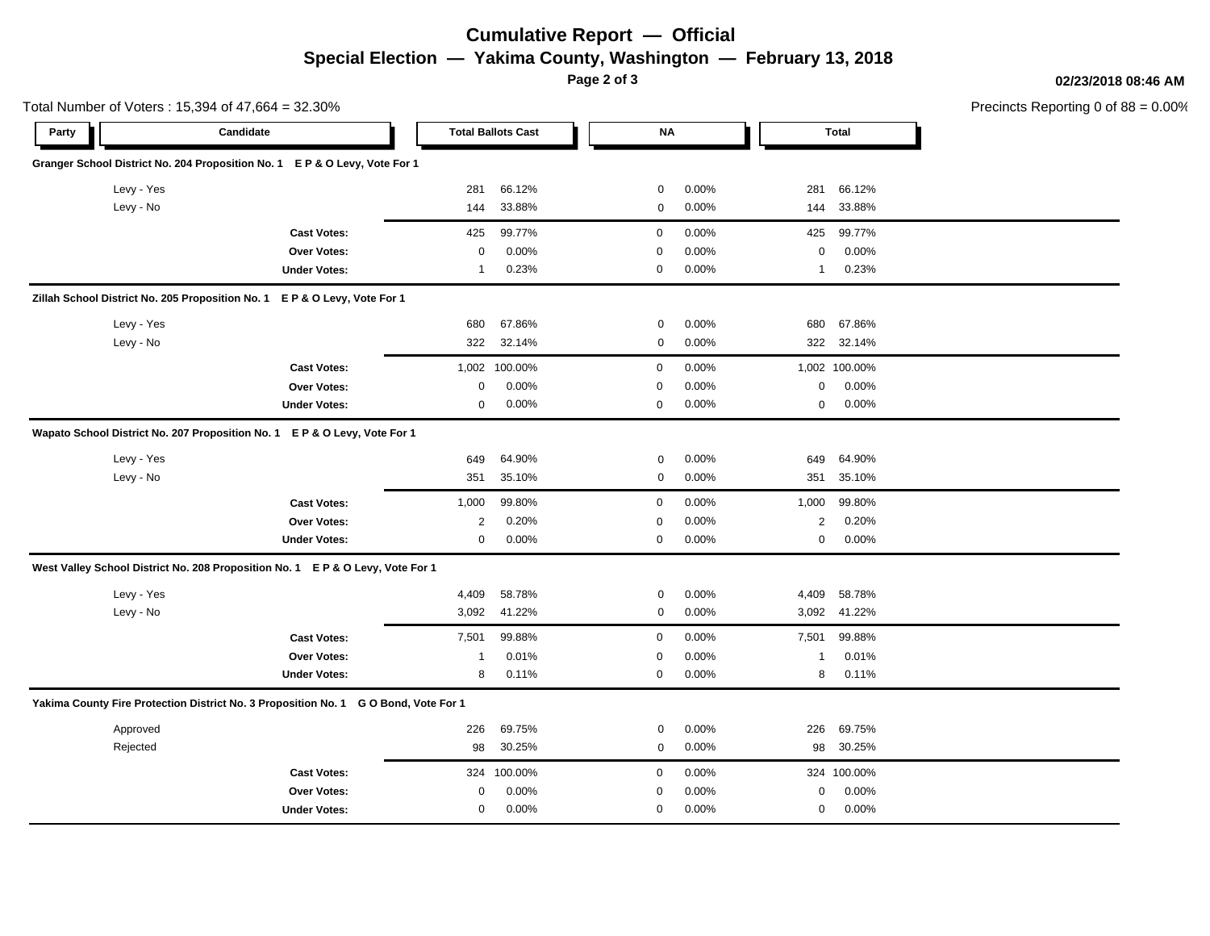# Cumulative Report — Official

## Special Election — Yakima County, Washington — February 13, 2018

02/23/2018 08:46 AM

Total Number of Voters : 15,394 of 47,664 = 32.30%

Precincts Reporting 0 of 88 = 0.00%

| Party | Candidate | Total Ballots Cast | | NA | | Total | |
|---|---|---|---|---|---|---|---|
| **Granger School District No. 204 Proposition No. 1 E P & O Levy, Vote For 1** | | | | | | | |
| | Levy - Yes | 281 | 66.12% | 0 | 0.00% | 281 | 66.12% |
| | Levy - No | 144 | 33.88% | 0 | 0.00% | 144 | 33.88% |
| | **Cast Votes:** | 425 | 99.77% | 0 | 0.00% | 425 | 99.77% |
| | **Over Votes:** | 0 | 0.00% | 0 | 0.00% | 0 | 0.00% |
| | **Under Votes:** | 1 | 0.23% | 0 | 0.00% | 1 | 0.23% |
| **Zillah School District No. 205 Proposition No. 1 E P & O Levy, Vote For 1** | | | | | | | |
| | Levy - Yes | 680 | 67.86% | 0 | 0.00% | 680 | 67.86% |
| | Levy - No | 322 | 32.14% | 0 | 0.00% | 322 | 32.14% |
| | **Cast Votes:** | 1,002 | 100.00% | 0 | 0.00% | 1,002 | 100.00% |
| | **Over Votes:** | 0 | 0.00% | 0 | 0.00% | 0 | 0.00% |
| | **Under Votes:** | 0 | 0.00% | 0 | 0.00% | 0 | 0.00% |
| **Wapato School District No. 207 Proposition No. 1 E P & O Levy, Vote For 1** | | | | | | | |
| | Levy - Yes | 649 | 64.90% | 0 | 0.00% | 649 | 64.90% |
| | Levy - No | 351 | 35.10% | 0 | 0.00% | 351 | 35.10% |
| | **Cast Votes:** | 1,000 | 99.80% | 0 | 0.00% | 1,000 | 99.80% |
| | **Over Votes:** | 2 | 0.20% | 0 | 0.00% | 2 | 0.20% |
| | **Under Votes:** | 0 | 0.00% | 0 | 0.00% | 0 | 0.00% |
| **West Valley School District No. 208 Proposition No. 1 E P & O Levy, Vote For 1** | | | | | | | |
| | Levy - Yes | 4,409 | 58.78% | 0 | 0.00% | 4,409 | 58.78% |
| | Levy - No | 3,092 | 41.22% | 0 | 0.00% | 3,092 | 41.22% |
| | **Cast Votes:** | 7,501 | 99.88% | 0 | 0.00% | 7,501 | 99.88% |
| | **Over Votes:** | 1 | 0.01% | 0 | 0.00% | 1 | 0.01% |
| | **Under Votes:** | 8 | 0.11% | 0 | 0.00% | 8 | 0.11% |
| **Yakima County Fire Protection District No. 3 Proposition No. 1 G O Bond, Vote For 1** | | | | | | | |
| | Approved | 226 | 69.75% | 0 | 0.00% | 226 | 69.75% |
| | Rejected | 98 | 30.25% | 0 | 0.00% | 98 | 30.25% |
| | **Cast Votes:** | 324 | 100.00% | 0 | 0.00% | 324 | 100.00% |
| | **Over Votes:** | 0 | 0.00% | 0 | 0.00% | 0 | 0.00% |
| | **Under Votes:** | 0 | 0.00% | 0 | 0.00% | 0 | 0.00% |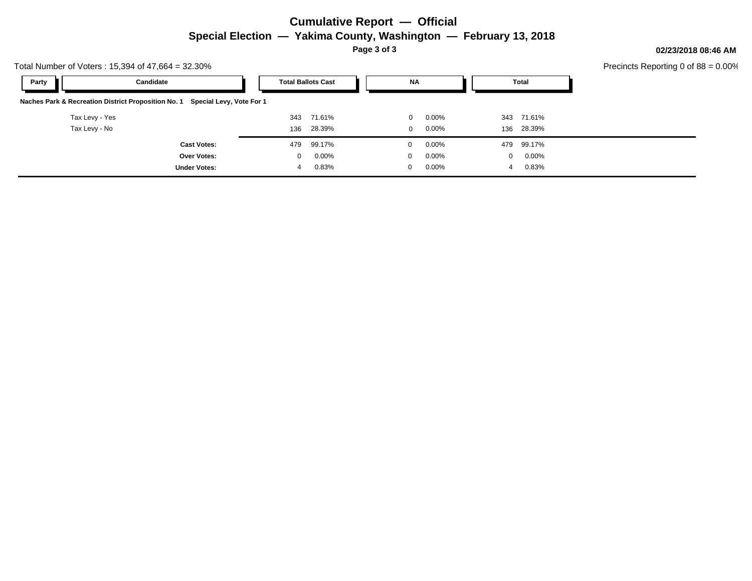# Cumulative Report — Official

## Special Election — Yakima County, Washington — February 13, 2018

02/23/2018 08:46 AM

Total Number of Voters : 15,394 of 47,664 = 32.30%

Precincts Reporting 0 of 88 = 0.00%

| Party | Candidate | Total Ballots Cast | | NA | | Total | |
|---|---|---|---|---|---|---|---|
| **Naches Park & Recreation District Proposition No. 1 Special Levy, Vote For 1** | | | | | | | |
| | Tax Levy - Yes | 343 | 71.61% | 0 | 0.00% | 343 | 71.61% |
| | Tax Levy - No | 136 | 28.39% | 0 | 0.00% | 136 | 28.39% |
| | **Cast Votes:** | 479 | 99.17% | 0 | 0.00% | 479 | 99.17% |
| | **Over Votes:** | 0 | 0.00% | 0 | 0.00% | 0 | 0.00% |
| | **Under Votes:** | 4 | 0.83% | 0 | 0.00% | 4 | 0.83% |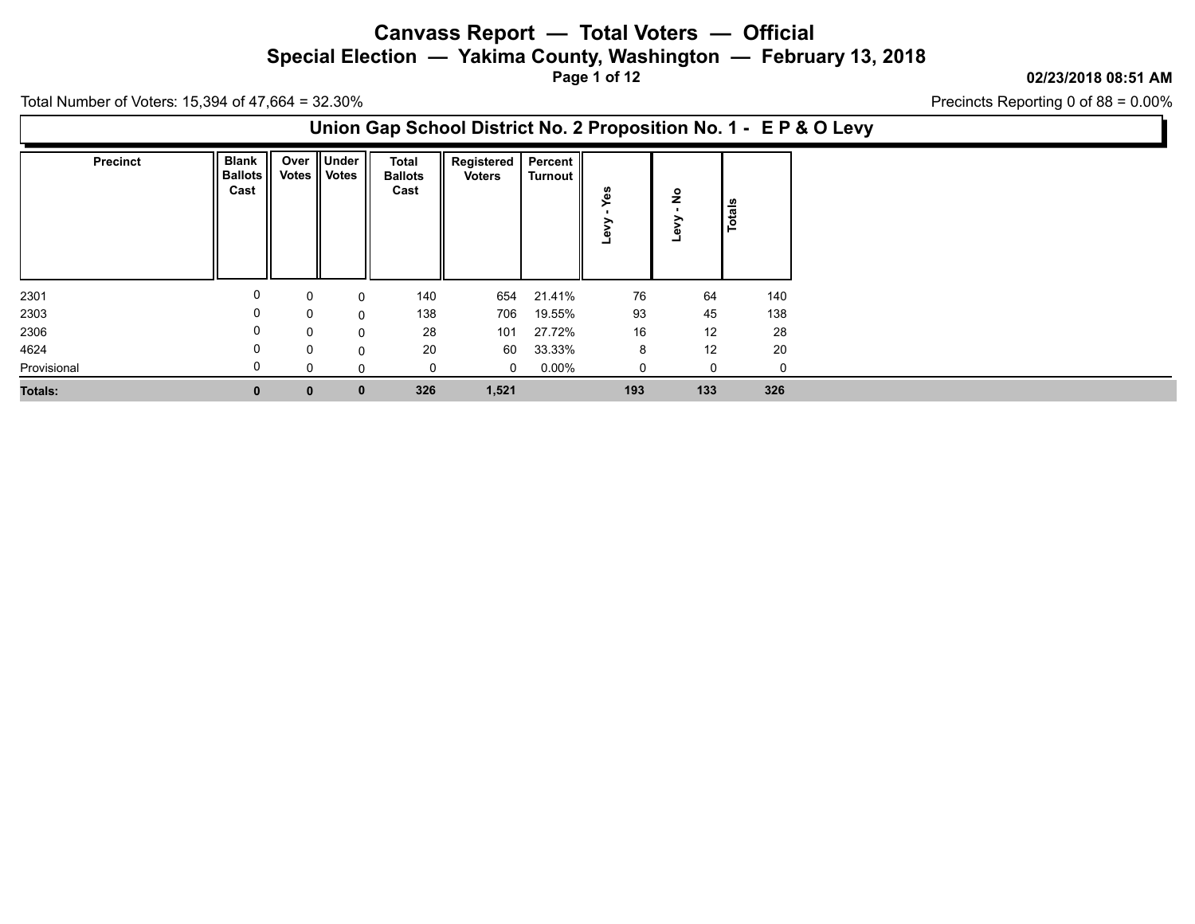# Canvass Report — Total Voters — Official

## Special Election — Yakima County, Washington — February 13, 2018

02/23/2018 08:51 AM

Total Number of Voters: 15,394 of 47,664 = 32.30%

Precincts Reporting 0 of 88 = 0.00%

### Union Gap School District No. 2 Proposition No. 1 - E P & O Levy

| Precinct | Blank Ballots Cast | Over Votes | Under Votes | Total Ballots Cast | Registered Voters | Percent Turnout | Levy - Yes | Levy - No | Totals |
|---|---|---|---|---|---|---|---|---|---|
| 2301 | 0 | 0 | 0 | 140 | 654 | 21.41% | 76 | 64 | 140 |
| 2303 | 0 | 0 | 0 | 138 | 706 | 19.55% | 93 | 45 | 138 |
| 2306 | 0 | 0 | 0 | 28 | 101 | 27.72% | 16 | 12 | 28 |
| 4624 | 0 | 0 | 0 | 20 | 60 | 33.33% | 8 | 12 | 20 |
| Provisional | 0 | 0 | 0 | 0 | 0 | 0.00% | 0 | 0 | 0 |
| **Totals:** | **0** | **0** | **0** | **326** | **1,521** | | **193** | **133** | **326** |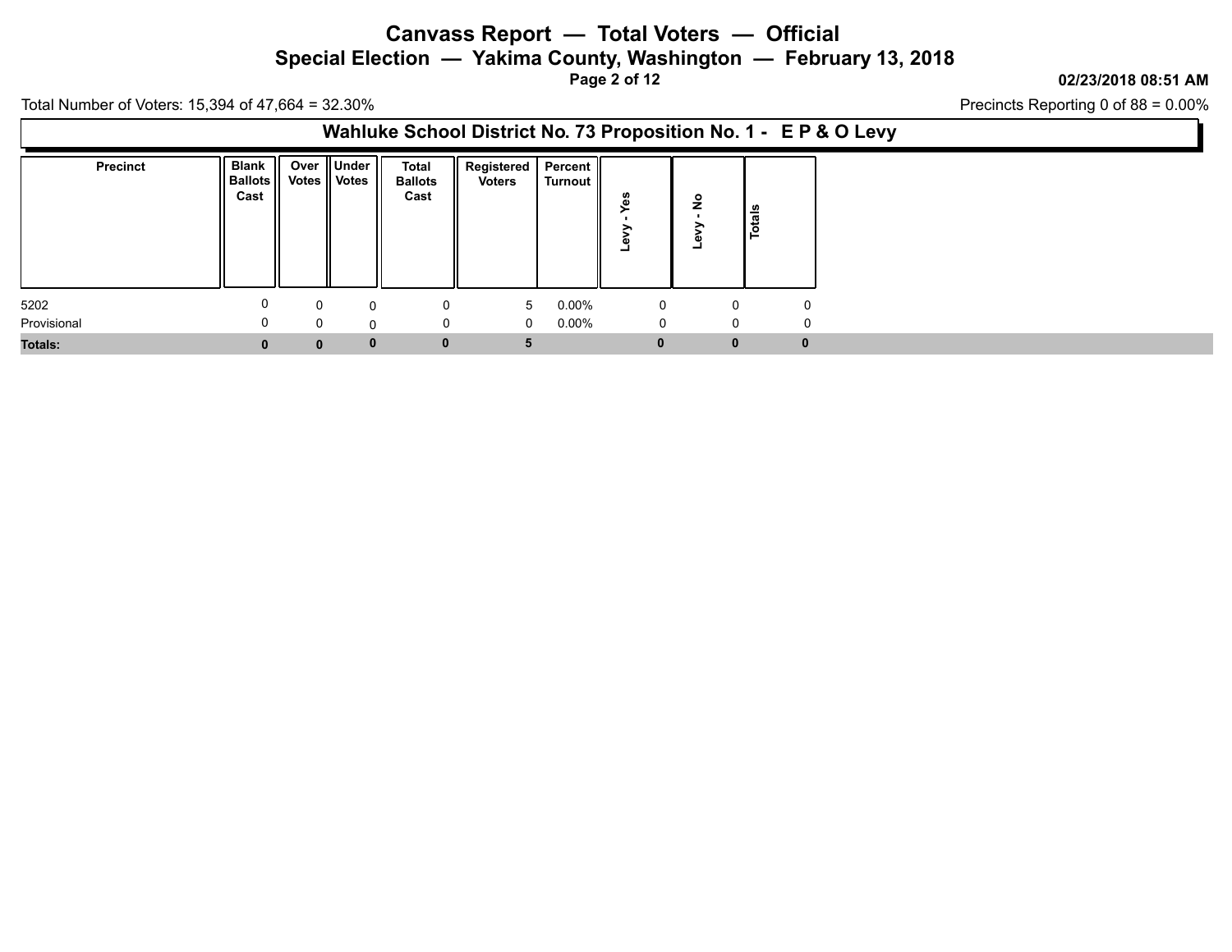# Canvass Report — Total Voters — Official

## Special Election — Yakima County, Washington — February 13, 2018

02/23/2018 08:51 AM

Total Number of Voters: 15,394 of 47,664 = 32.30%

Precincts Reporting 0 of 88 = 0.00%

### Wahluke School District No. 73 Proposition No. 1 - E P & O Levy

| Precinct | Blank Ballots Cast | Over Votes | Under Votes | Total Ballots Cast | Registered Voters | Percent Turnout | Levy - Yes | Levy - No | Totals |
|---|---|---|---|---|---|---|---|---|---|
| 5202 | 0 | 0 | 0 | 0 | 5 | 0.00% | 0 | 0 | 0 |
| Provisional | 0 | 0 | 0 | 0 | 0 | 0.00% | 0 | 0 | 0 |
| **Totals:** | **0** | **0** | **0** | **0** | **5** | | **0** | **0** | **0** |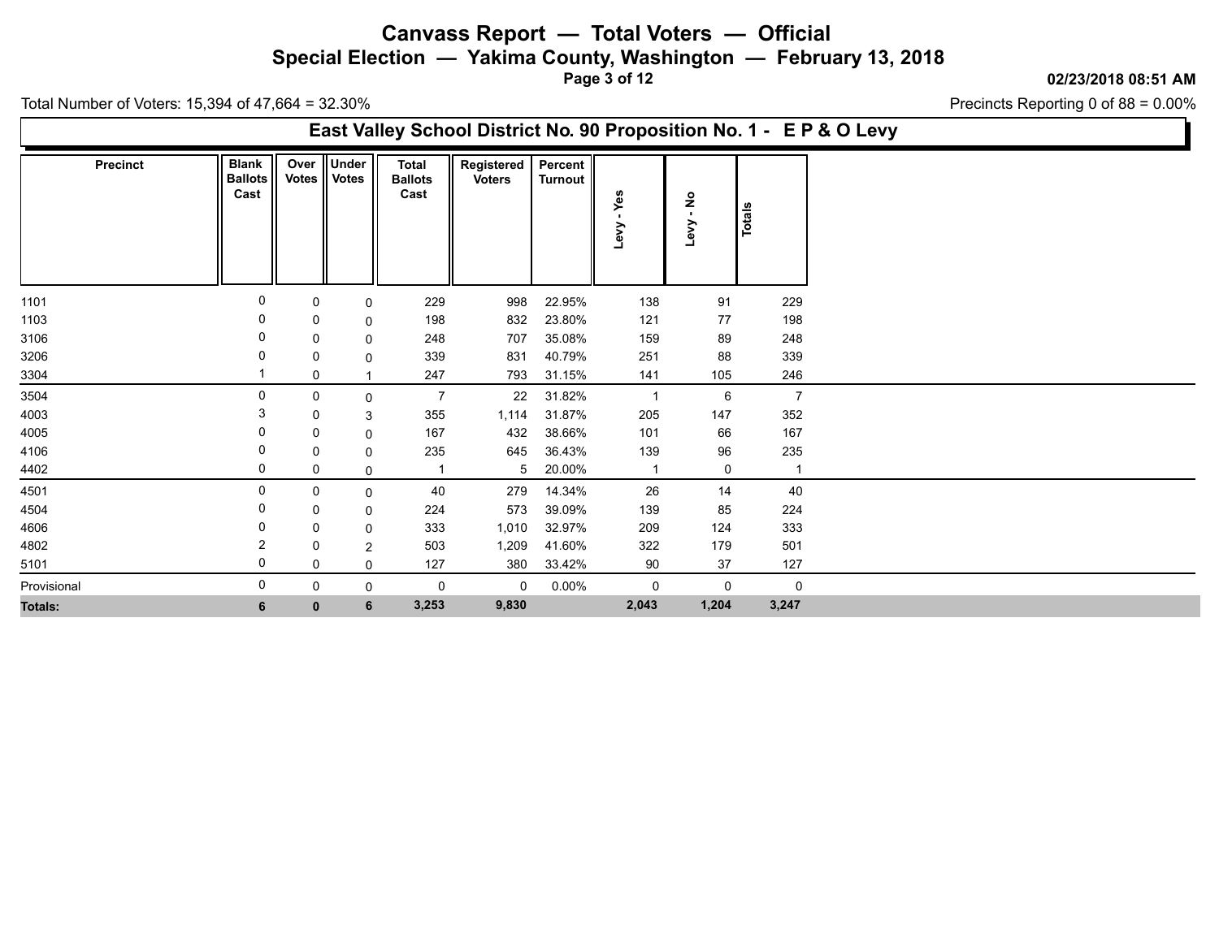# Canvass Report — Total Voters — Official

## Special Election — Yakima County, Washington — February 13, 2018

02/23/2018 08:51 AM

Total Number of Voters: 15,394 of 47,664 = 32.30%

Precincts Reporting 0 of 88 = 0.00%

### East Valley School District No. 90 Proposition No. 1 - E P & O Levy

| Precinct | Blank Ballots Cast | Over Votes | Under Votes | Total Ballots Cast | Registered Voters | Percent Turnout | Levy - Yes | Levy - No | Totals |
|---|---|---|---|---|---|---|---|---|---|
| 1101 | 0 | 0 | 0 | 229 | 998 | 22.95% | 138 | 91 | 229 |
| 1103 | 0 | 0 | 0 | 198 | 832 | 23.80% | 121 | 77 | 198 |
| 3106 | 0 | 0 | 0 | 248 | 707 | 35.08% | 159 | 89 | 248 |
| 3206 | 0 | 0 | 0 | 339 | 831 | 40.79% | 251 | 88 | 339 |
| 3304 | 1 | 0 | 1 | 247 | 793 | 31.15% | 141 | 105 | 246 |
| 3504 | 0 | 0 | 0 | 7 | 22 | 31.82% | 1 | 6 | 7 |
| 4003 | 3 | 0 | 3 | 355 | 1,114 | 31.87% | 205 | 147 | 352 |
| 4005 | 0 | 0 | 0 | 167 | 432 | 38.66% | 101 | 66 | 167 |
| 4106 | 0 | 0 | 0 | 235 | 645 | 36.43% | 139 | 96 | 235 |
| 4402 | 0 | 0 | 0 | 1 | 5 | 20.00% | 1 | 0 | 1 |
| 4501 | 0 | 0 | 0 | 40 | 279 | 14.34% | 26 | 14 | 40 |
| 4504 | 0 | 0 | 0 | 224 | 573 | 39.09% | 139 | 85 | 224 |
| 4606 | 0 | 0 | 0 | 333 | 1,010 | 32.97% | 209 | 124 | 333 |
| 4802 | 2 | 0 | 2 | 503 | 1,209 | 41.60% | 322 | 179 | 501 |
| 5101 | 0 | 0 | 0 | 127 | 380 | 33.42% | 90 | 37 | 127 |
| Provisional | 0 | 0 | 0 | 0 | 0 | 0.00% | 0 | 0 | 0 |
| **Totals:** | **6** | **0** | **6** | **3,253** | **9,830** | | **2,043** | **1,204** | **3,247** |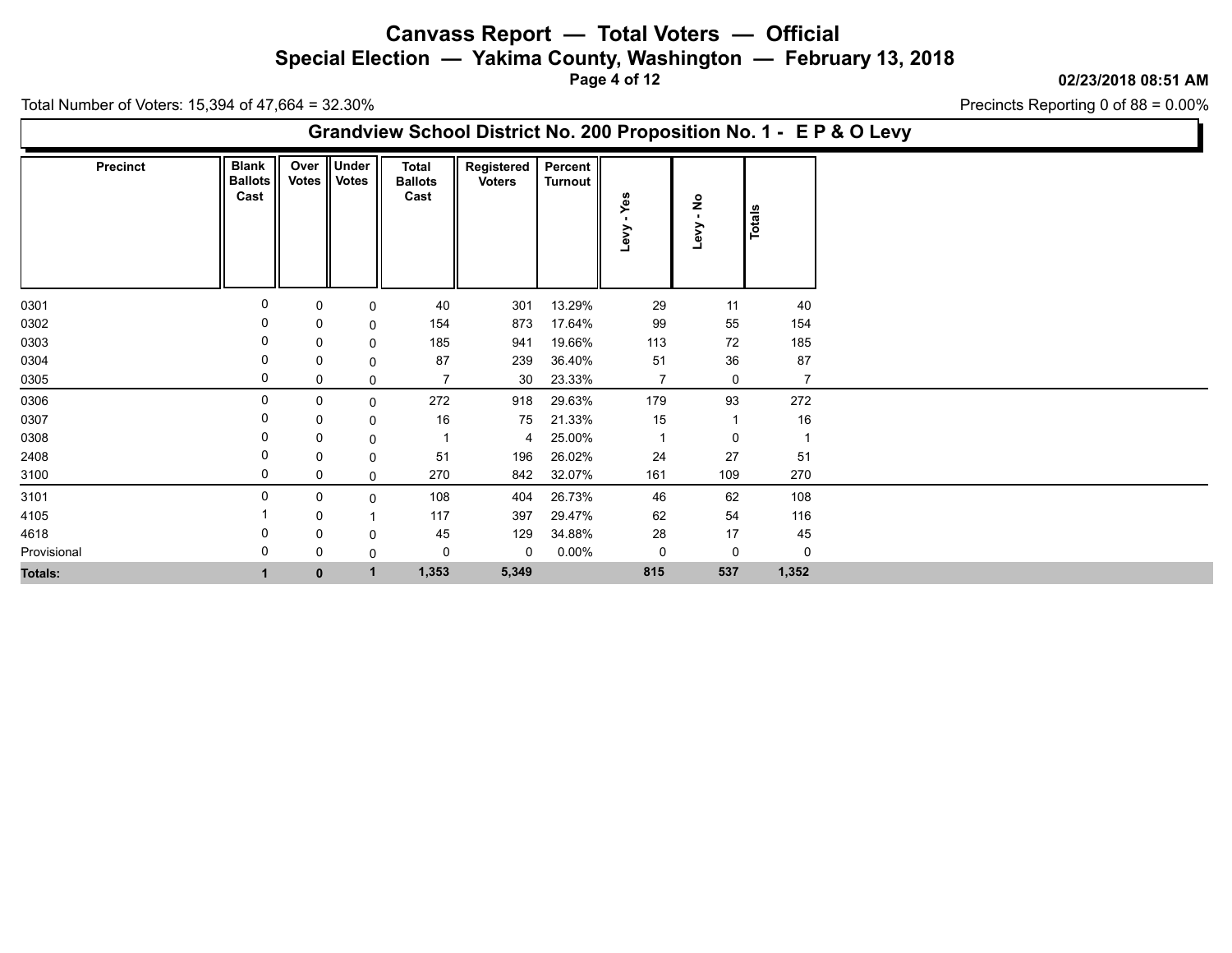# Canvass Report — Total Voters — Official

## Special Election — Yakima County, Washington — February 13, 2018

02/23/2018 08:51 AM

Total Number of Voters: 15,394 of 47,664 = 32.30%

Precincts Reporting 0 of 88 = 0.00%

### Grandview School District No. 200 Proposition No. 1 - E P & O Levy

| Precinct | Blank Ballots Cast | Over Votes | Under Votes | Total Ballots Cast | Registered Voters | Percent Turnout | Levy - Yes | Levy - No | Totals |
|---|---|---|---|---|---|---|---|---|---|
| 0301 | 0 | 0 | 0 | 40 | 301 | 13.29% | 29 | 11 | 40 |
| 0302 | 0 | 0 | 0 | 154 | 873 | 17.64% | 99 | 55 | 154 |
| 0303 | 0 | 0 | 0 | 185 | 941 | 19.66% | 113 | 72 | 185 |
| 0304 | 0 | 0 | 0 | 87 | 239 | 36.40% | 51 | 36 | 87 |
| 0305 | 0 | 0 | 0 | 7 | 30 | 23.33% | 7 | 0 | 7 |
| 0306 | 0 | 0 | 0 | 272 | 918 | 29.63% | 179 | 93 | 272 |
| 0307 | 0 | 0 | 0 | 16 | 75 | 21.33% | 15 | 1 | 16 |
| 0308 | 0 | 0 | 0 | 1 | 4 | 25.00% | 1 | 0 | 1 |
| 2408 | 0 | 0 | 0 | 51 | 196 | 26.02% | 24 | 27 | 51 |
| 3100 | 0 | 0 | 0 | 270 | 842 | 32.07% | 161 | 109 | 270 |
| 3101 | 0 | 0 | 0 | 108 | 404 | 26.73% | 46 | 62 | 108 |
| 4105 | 1 | 0 | 1 | 117 | 397 | 29.47% | 62 | 54 | 116 |
| 4618 | 0 | 0 | 0 | 45 | 129 | 34.88% | 28 | 17 | 45 |
| Provisional | 0 | 0 | 0 | 0 | 0 | 0.00% | 0 | 0 | 0 |
| **Totals:** | **1** | **0** | **1** | **1,353** | **5,349** | | **815** | **537** | **1,352** |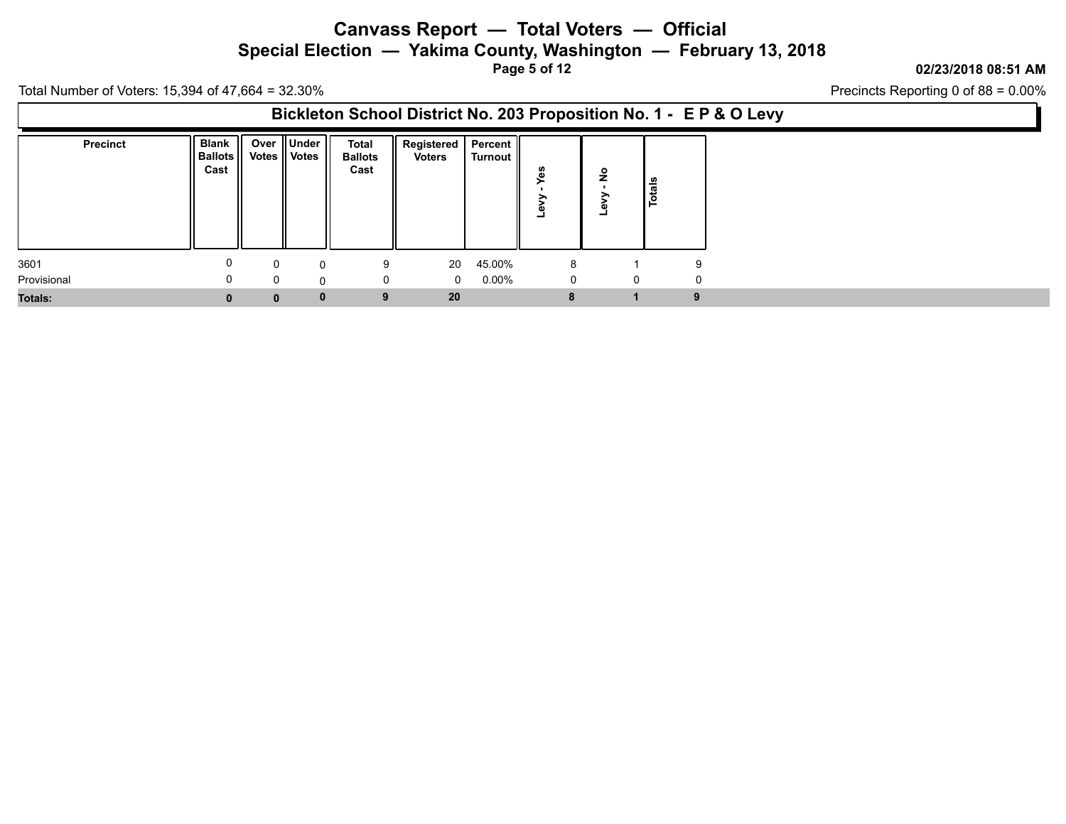# Canvass Report — Total Voters — Official

## Special Election — Yakima County, Washington — February 13, 2018

02/23/2018 08:51 AM

Total Number of Voters: 15,394 of 47,664 = 32.30%

Precincts Reporting 0 of 88 = 0.00%

### Bickleton School District No. 203 Proposition No. 1 - E P & O Levy

| Precinct | Blank Ballots Cast | Over Votes | Under Votes | Total Ballots Cast | Registered Voters | Percent Turnout | Levy - Yes | Levy - No | Totals |
|---|---|---|---|---|---|---|---|---|---|
| 3601 | 0 | 0 | 0 | 9 | 20 | 45.00% | 8 | 1 | 9 |
| Provisional | 0 | 0 | 0 | 0 | 0 | 0.00% | 0 | 0 | 0 |
| **Totals:** | **0** | **0** | **0** | **9** | **20** | | **8** | **1** | **9** |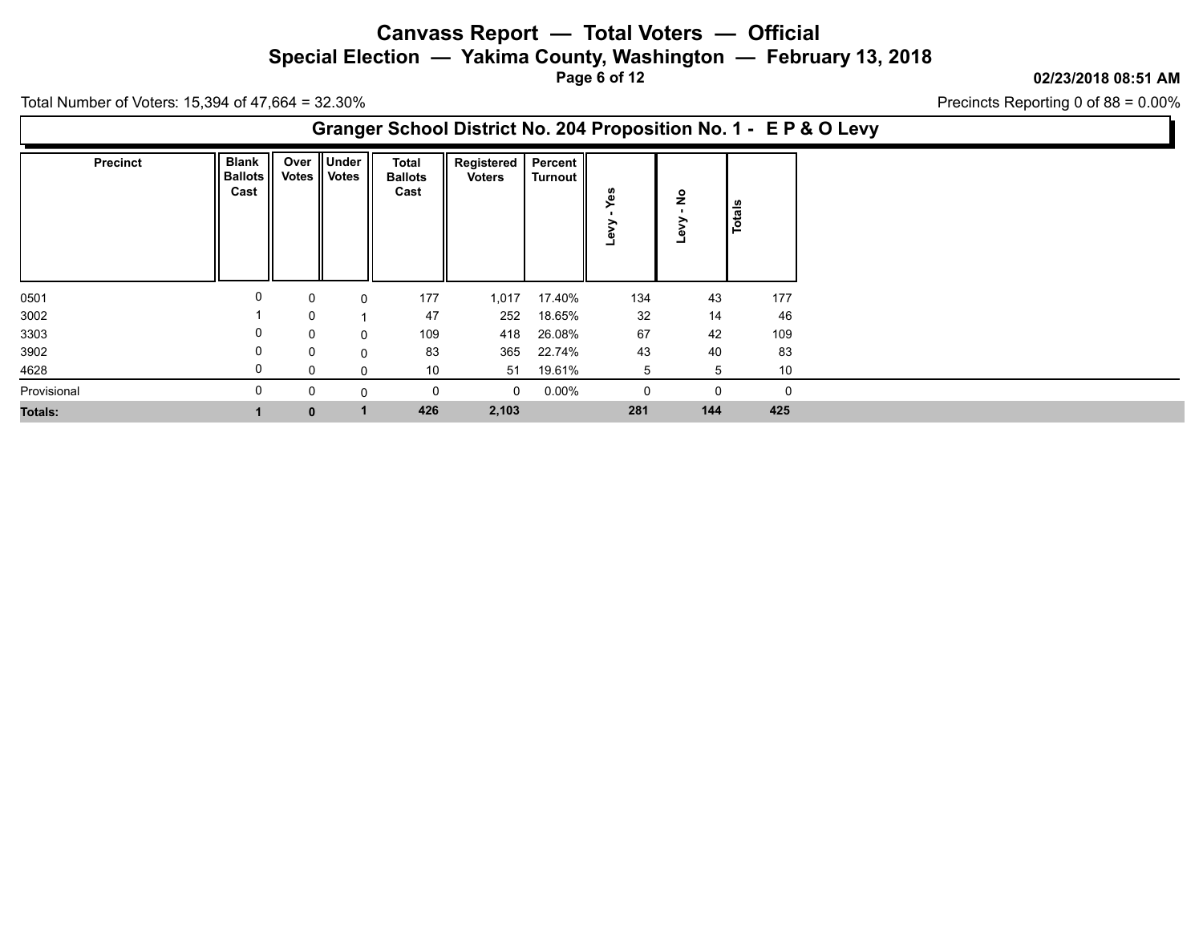# Canvass Report — Total Voters — Official

## Special Election — Yakima County, Washington — February 13, 2018

02/23/2018 08:51 AM

Total Number of Voters: 15,394 of 47,664 = 32.30%

Precincts Reporting 0 of 88 = 0.00%

### Granger School District No. 204 Proposition No. 1 - E P & O Levy

| Precinct | Blank Ballots Cast | Over Votes | Under Votes | Total Ballots Cast | Registered Voters | Percent Turnout | Levy - Yes | Levy - No | Totals |
|---|---|---|---|---|---|---|---|---|---|
| 0501 | 0 | 0 | 0 | 177 | 1,017 | 17.40% | 134 | 43 | 177 |
| 3002 | 1 | 0 | 1 | 47 | 252 | 18.65% | 32 | 14 | 46 |
| 3303 | 0 | 0 | 0 | 109 | 418 | 26.08% | 67 | 42 | 109 |
| 3902 | 0 | 0 | 0 | 83 | 365 | 22.74% | 43 | 40 | 83 |
| 4628 | 0 | 0 | 0 | 10 | 51 | 19.61% | 5 | 5 | 10 |
| Provisional | 0 | 0 | 0 | 0 | 0 | 0.00% | 0 | 0 | 0 |
| **Totals:** | **1** | **0** | **1** | **426** | **2,103** | | **281** | **144** | **425** |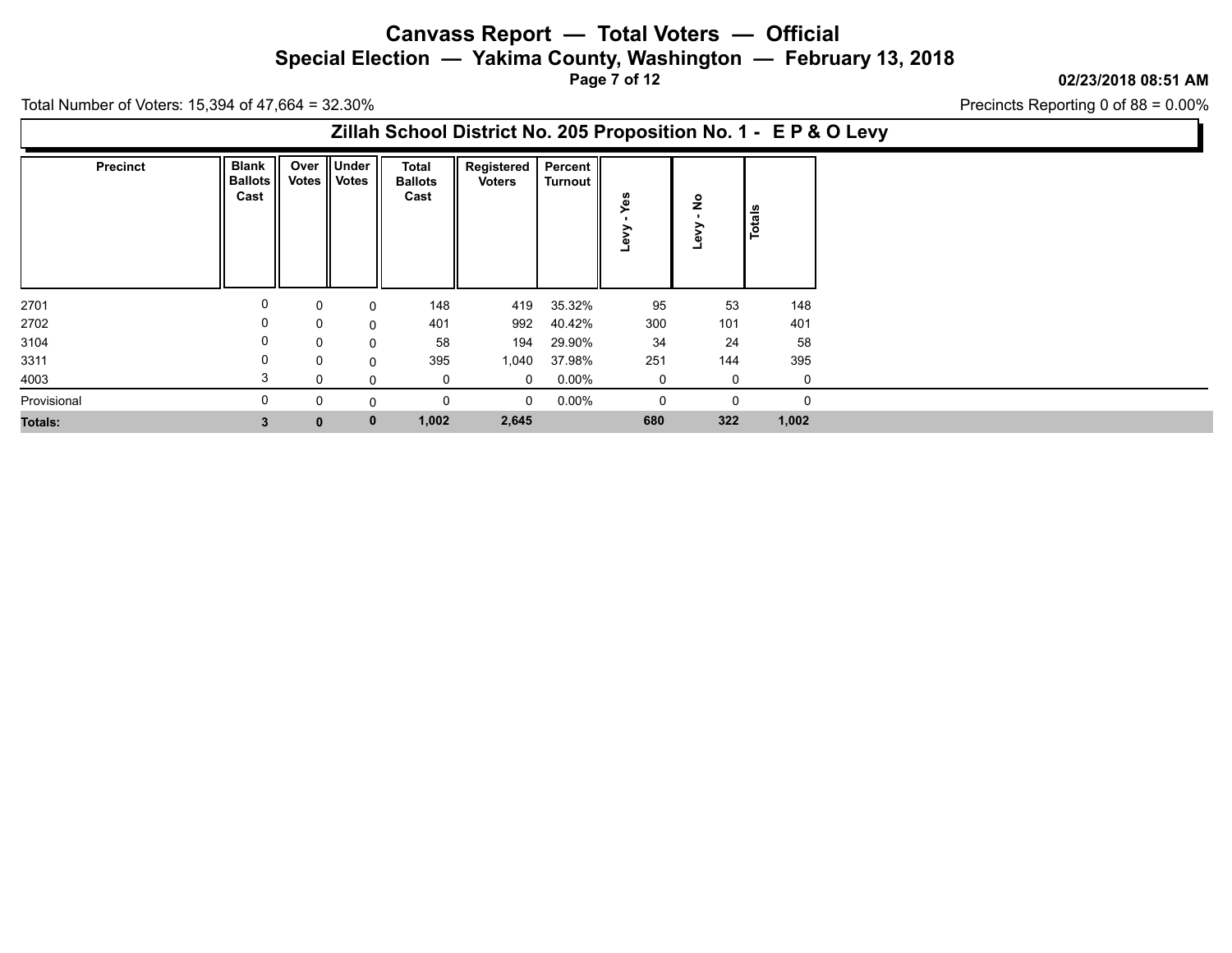# Canvass Report — Total Voters — Official

## Special Election — Yakima County, Washington — February 13, 2018

02/23/2018 08:51 AM

Total Number of Voters: 15,394 of 47,664 = 32.30%

Precincts Reporting 0 of 88 = 0.00%

### Zillah School District No. 205 Proposition No. 1 - E P & O Levy

| Precinct | Blank Ballots Cast | Over Votes | Under Votes | Total Ballots Cast | Registered Voters | Percent Turnout | Levy - Yes | Levy - No | Totals |
|---|---|---|---|---|---|---|---|---|---|
| 2701 | 0 | 0 | 0 | 148 | 419 | 35.32% | 95 | 53 | 148 |
| 2702 | 0 | 0 | 0 | 401 | 992 | 40.42% | 300 | 101 | 401 |
| 3104 | 0 | 0 | 0 | 58 | 194 | 29.90% | 34 | 24 | 58 |
| 3311 | 0 | 0 | 0 | 395 | 1,040 | 37.98% | 251 | 144 | 395 |
| 4003 | 3 | 0 | 0 | 0 | 0 | 0.00% | 0 | 0 | 0 |
| Provisional | 0 | 0 | 0 | 0 | 0 | 0.00% | 0 | 0 | 0 |
| **Totals:** | **3** | **0** | **0** | **1,002** | **2,645** | | **680** | **322** | **1,002** |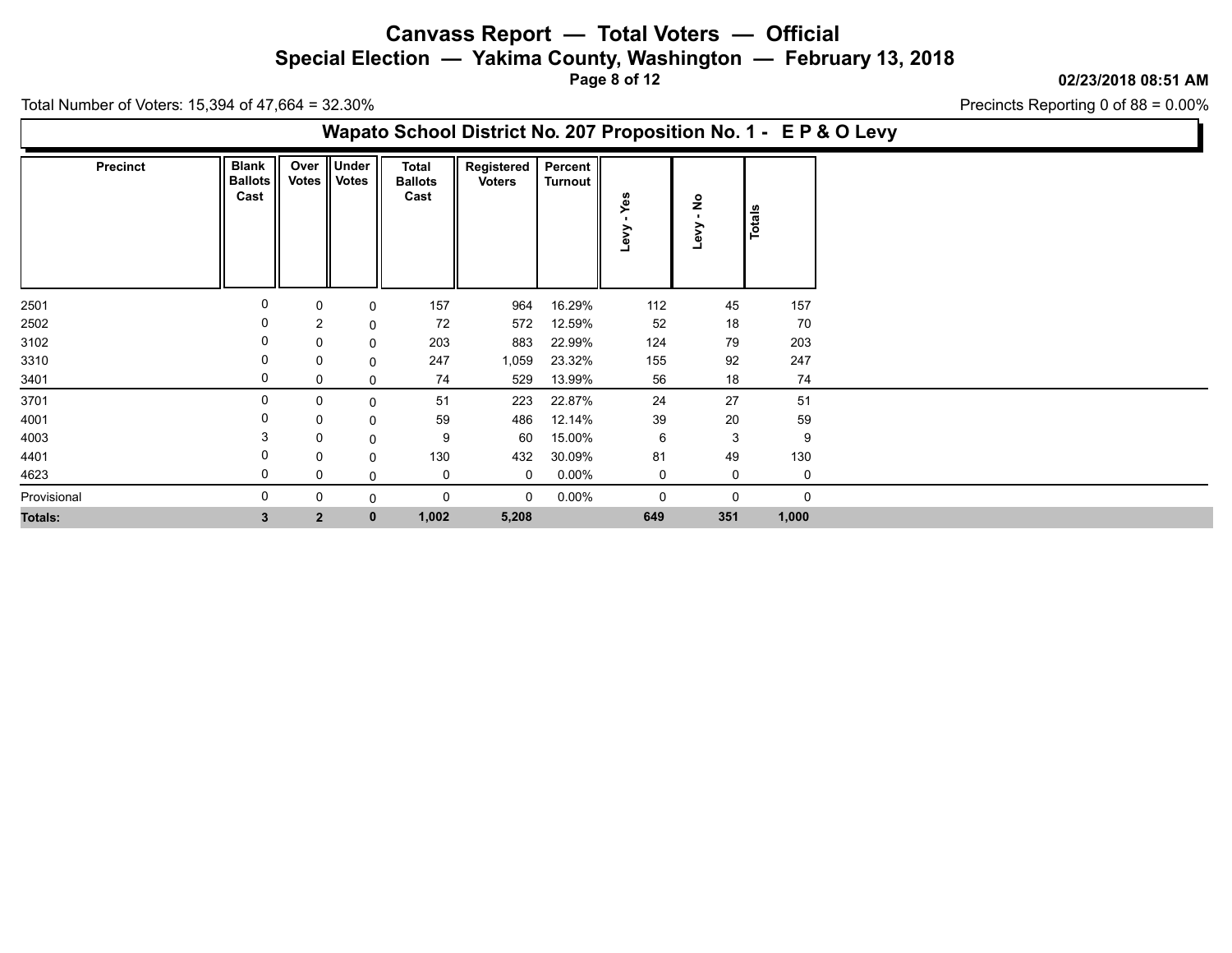# Canvass Report — Total Voters — Official

## Special Election — Yakima County, Washington — February 13, 2018

02/23/2018 08:51 AM

Total Number of Voters: 15,394 of 47,664 = 32.30%

Precincts Reporting 0 of 88 = 0.00%

## Wapato School District No. 207 Proposition No. 1 - E P & O Levy

| Precinct | Blank Ballots Cast | Over Votes | Under Votes | Total Ballots Cast | Registered Voters | Percent Turnout | Levy - Yes | Levy - No | Totals |
|---|---|---|---|---|---|---|---|---|---|
| 2501 | 0 | 0 | 0 | 157 | 964 | 16.29% | 112 | 45 | 157 |
| 2502 | 0 | 2 | 0 | 72 | 572 | 12.59% | 52 | 18 | 70 |
| 3102 | 0 | 0 | 0 | 203 | 883 | 22.99% | 124 | 79 | 203 |
| 3310 | 0 | 0 | 0 | 247 | 1,059 | 23.32% | 155 | 92 | 247 |
| 3401 | 0 | 0 | 0 | 74 | 529 | 13.99% | 56 | 18 | 74 |
| 3701 | 0 | 0 | 0 | 51 | 223 | 22.87% | 24 | 27 | 51 |
| 4001 | 0 | 0 | 0 | 59 | 486 | 12.14% | 39 | 20 | 59 |
| 4003 | 3 | 0 | 0 | 9 | 60 | 15.00% | 6 | 3 | 9 |
| 4401 | 0 | 0 | 0 | 130 | 432 | 30.09% | 81 | 49 | 130 |
| 4623 | 0 | 0 | 0 | 0 | 0 | 0.00% | 0 | 0 | 0 |
| Provisional | 0 | 0 | 0 | 0 | 0 | 0.00% | 0 | 0 | 0 |
| **Totals:** | **3** | **2** | **0** | **1,002** | **5,208** | | **649** | **351** | **1,000** |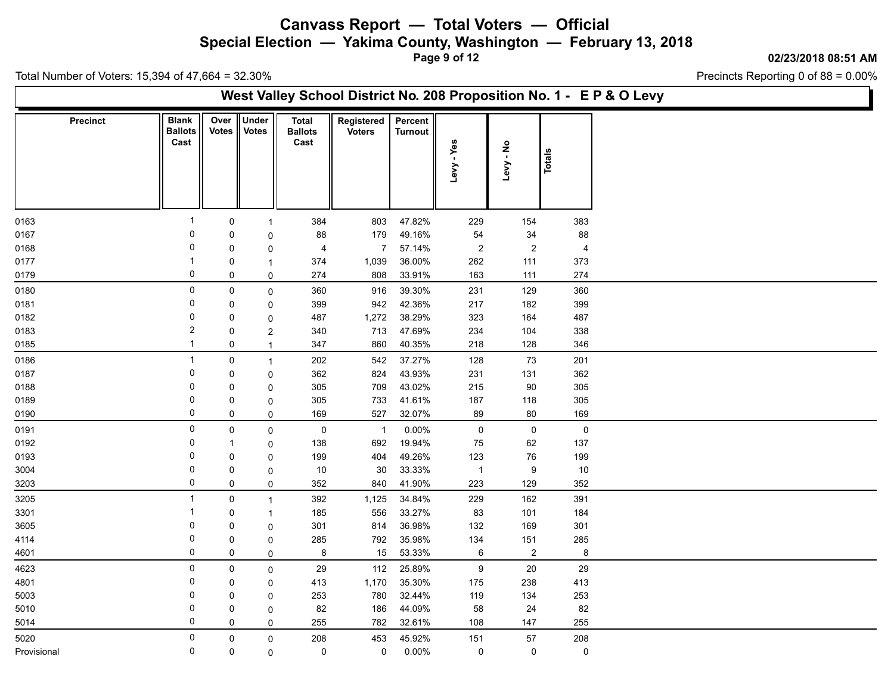# Canvass Report — Total Voters — Official

## Special Election — Yakima County, Washington — February 13, 2018

02/23/2018 08:51 AM

Total Number of Voters: 15,394 of 47,664 = 32.30%

Precincts Reporting 0 of 88 = 0.00%

## West Valley School District No. 208 Proposition No. 1 - E P & O Levy

| Precinct | Blank Ballots Cast | Over Votes | Under Votes | Total Ballots Cast | Registered Voters | Percent Turnout | Levy - Yes | Levy - No | Totals |
|---|---|---|---|---|---|---|---|---|---|
| 0163 | 1 | 0 | 1 | 384 | 803 | 47.82% | 229 | 154 | 383 |
| 0167 | 0 | 0 | 0 | 88 | 179 | 49.16% | 54 | 34 | 88 |
| 0168 | 0 | 0 | 0 | 4 | 7 | 57.14% | 2 | 2 | 4 |
| 0177 | 1 | 0 | 1 | 374 | 1,039 | 36.00% | 262 | 111 | 373 |
| 0179 | 0 | 0 | 0 | 274 | 808 | 33.91% | 163 | 111 | 274 |
| 0180 | 0 | 0 | 0 | 360 | 916 | 39.30% | 231 | 129 | 360 |
| 0181 | 0 | 0 | 0 | 399 | 942 | 42.36% | 217 | 182 | 399 |
| 0182 | 0 | 0 | 0 | 487 | 1,272 | 38.29% | 323 | 164 | 487 |
| 0183 | 2 | 0 | 2 | 340 | 713 | 47.69% | 234 | 104 | 338 |
| 0185 | 1 | 0 | 1 | 347 | 860 | 40.35% | 218 | 128 | 346 |
| 0186 | 1 | 0 | 1 | 202 | 542 | 37.27% | 128 | 73 | 201 |
| 0187 | 0 | 0 | 0 | 362 | 824 | 43.93% | 231 | 131 | 362 |
| 0188 | 0 | 0 | 0 | 305 | 709 | 43.02% | 215 | 90 | 305 |
| 0189 | 0 | 0 | 0 | 305 | 733 | 41.61% | 187 | 118 | 305 |
| 0190 | 0 | 0 | 0 | 169 | 527 | 32.07% | 89 | 80 | 169 |
| 0191 | 0 | 0 | 0 | 0 | 1 | 0.00% | 0 | 0 | 0 |
| 0192 | 0 | 1 | 0 | 138 | 692 | 19.94% | 75 | 62 | 137 |
| 0193 | 0 | 0 | 0 | 199 | 404 | 49.26% | 123 | 76 | 199 |
| 3004 | 0 | 0 | 0 | 10 | 30 | 33.33% | 1 | 9 | 10 |
| 3203 | 0 | 0 | 0 | 352 | 840 | 41.90% | 223 | 129 | 352 |
| 3205 | 1 | 0 | 1 | 392 | 1,125 | 34.84% | 229 | 162 | 391 |
| 3301 | 1 | 0 | 1 | 185 | 556 | 33.27% | 83 | 101 | 184 |
| 3605 | 0 | 0 | 0 | 301 | 814 | 36.98% | 132 | 169 | 301 |
| 4114 | 0 | 0 | 0 | 285 | 792 | 35.98% | 134 | 151 | 285 |
| 4601 | 0 | 0 | 0 | 8 | 15 | 53.33% | 6 | 2 | 8 |
| 4623 | 0 | 0 | 0 | 29 | 112 | 25.89% | 9 | 20 | 29 |
| 4801 | 0 | 0 | 0 | 413 | 1,170 | 35.30% | 175 | 238 | 413 |
| 5003 | 0 | 0 | 0 | 253 | 780 | 32.44% | 119 | 134 | 253 |
| 5010 | 0 | 0 | 0 | 82 | 186 | 44.09% | 58 | 24 | 82 |
| 5014 | 0 | 0 | 0 | 255 | 782 | 32.61% | 108 | 147 | 255 |
| 5020 | 0 | 0 | 0 | 208 | 453 | 45.92% | 151 | 57 | 208 |
| Provisional | 0 | 0 | 0 | 0 | 0 | 0.00% | 0 | 0 | 0 |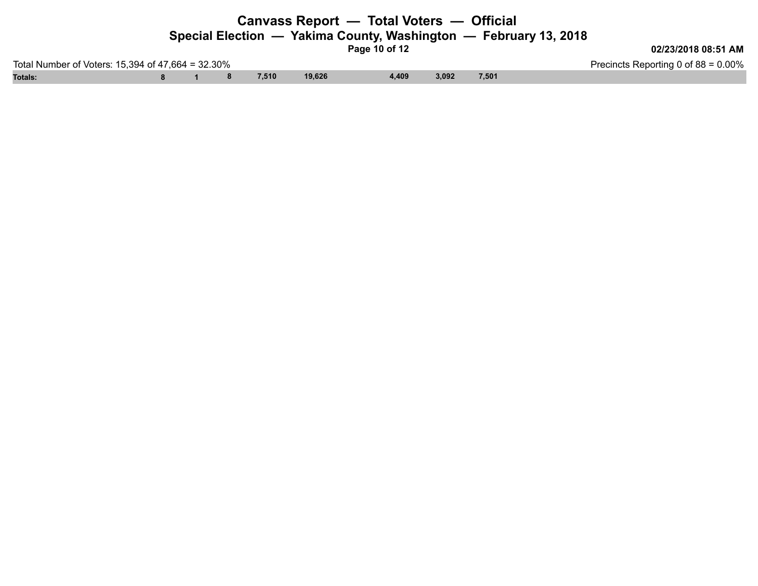# Canvass Report — Total Voters — Official

## Special Election — Yakima County, Washington — February 13, 2018

02/23/2018 08:51 AM

Total Number of Voters: 15,394 of 47,664 = 32.30%

Precincts Reporting 0 of 88 = 0.00%

| | | | | | | | | | |
|---|---|---|---|---|---|---|---|---|---|
| **Totals:** | **8** | **1** | **8** | **7,510** | **19,626** | | **4,409** | **3,092** | **7,501** |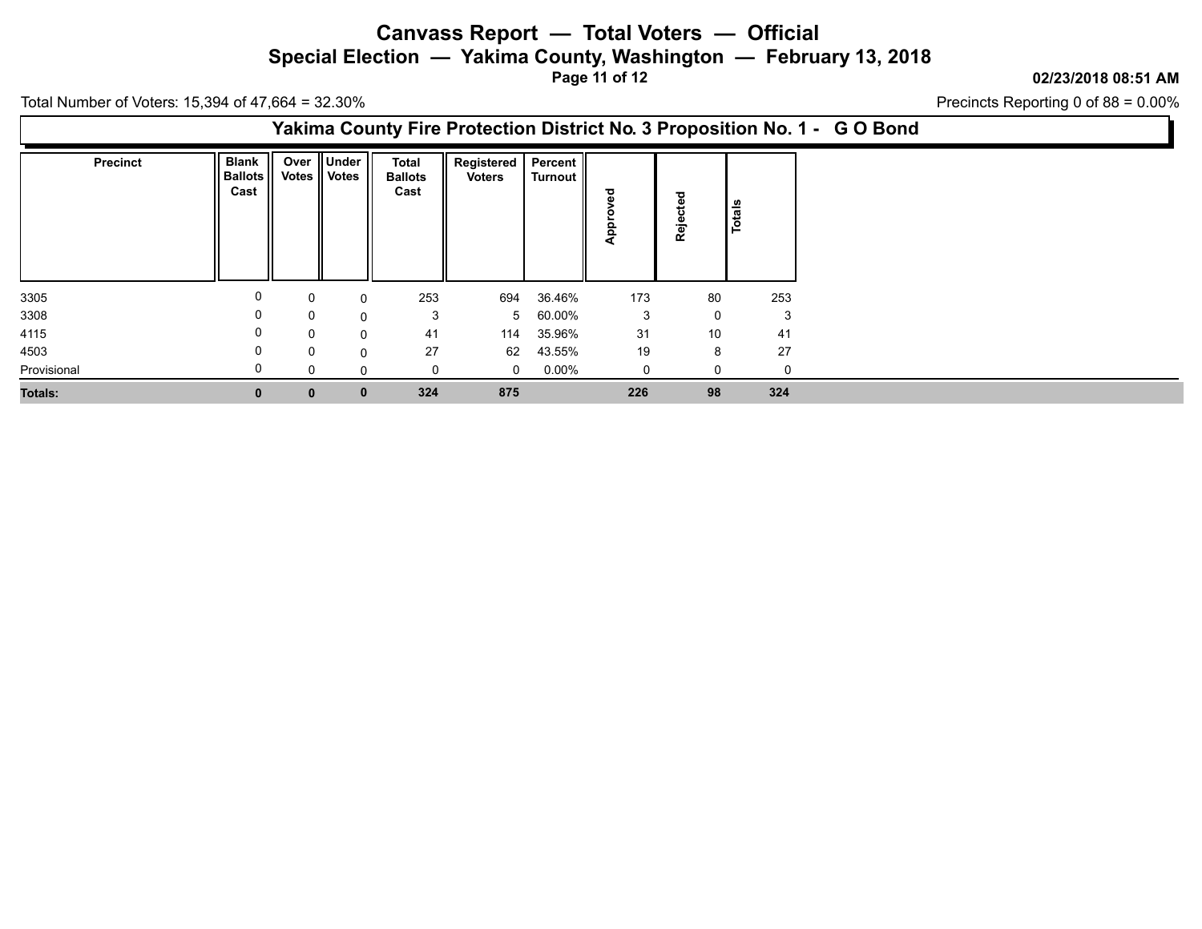# Canvass Report — Total Voters — Official

## Special Election — Yakima County, Washington — February 13, 2018

02/23/2018 08:51 AM

Total Number of Voters: 15,394 of 47,664 = 32.30%

Precincts Reporting 0 of 88 = 0.00%

### Yakima County Fire Protection District No. 3 Proposition No. 1 - G O Bond

| Precinct | Blank Ballots Cast | Over Votes | Under Votes | Total Ballots Cast | Registered Voters | Percent Turnout | Approved | Rejected | Totals |
|---|---|---|---|---|---|---|---|---|---|
| 3305 | 0 | 0 | 0 | 253 | 694 | 36.46% | 173 | 80 | 253 |
| 3308 | 0 | 0 | 0 | 3 | 5 | 60.00% | 3 | 0 | 3 |
| 4115 | 0 | 0 | 0 | 41 | 114 | 35.96% | 31 | 10 | 41 |
| 4503 | 0 | 0 | 0 | 27 | 62 | 43.55% | 19 | 8 | 27 |
| Provisional | 0 | 0 | 0 | 0 | 0 | 0.00% | 0 | 0 | 0 |
| **Totals:** | **0** | **0** | **0** | **324** | **875** | | **226** | **98** | **324** |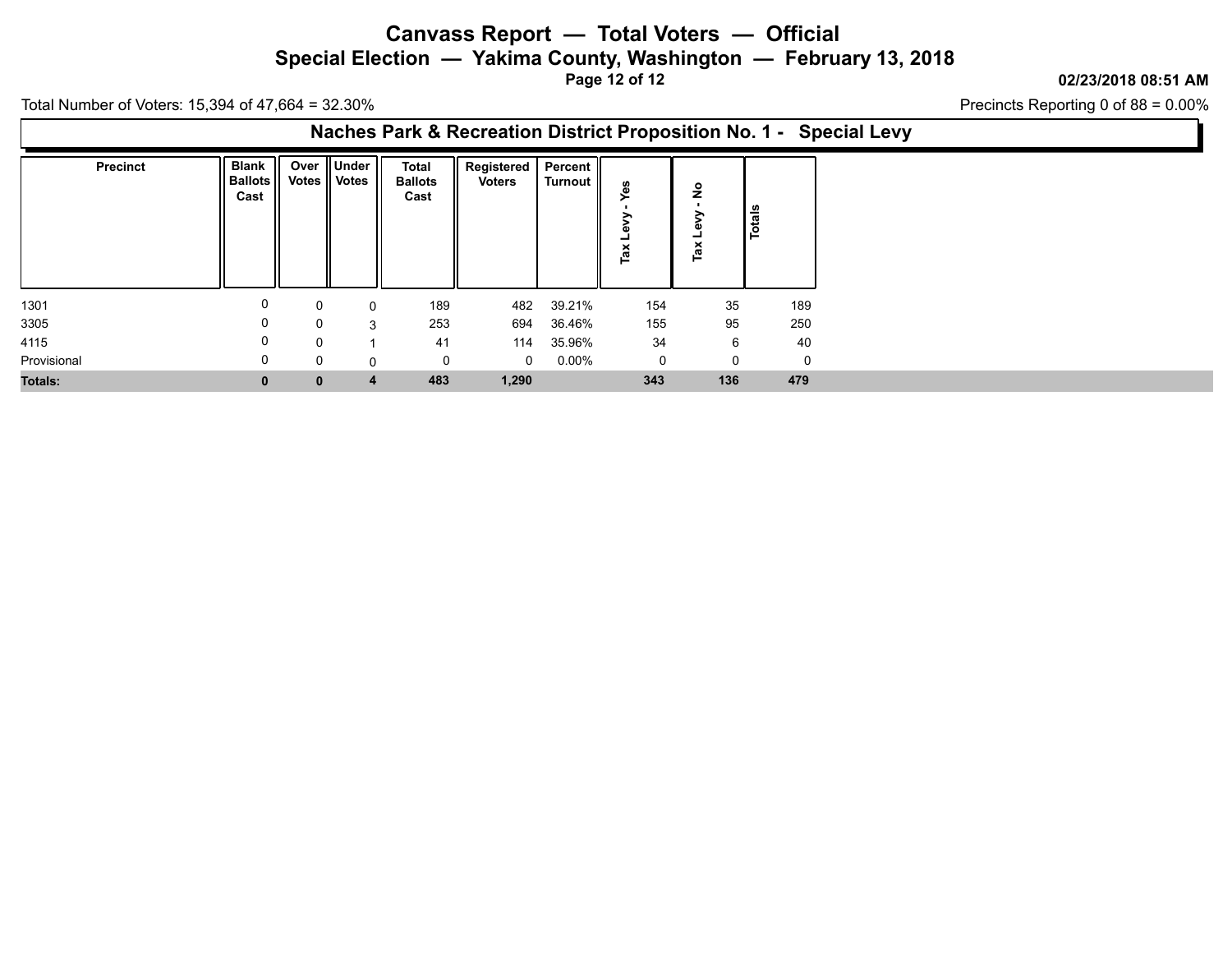# Canvass Report — Total Voters — Official

## Special Election — Yakima County, Washington — February 13, 2018

02/23/2018 08:51 AM

Total Number of Voters: 15,394 of 47,664 = 32.30%

Precincts Reporting 0 of 88 = 0.00%

### Naches Park & Recreation District Proposition No. 1 - Special Levy

| Precinct | Blank Ballots Cast | Over Votes | Under Votes | Total Ballots Cast | Registered Voters | Percent Turnout | Tax Levy - Yes | Tax Levy - No | Totals |
|---|---|---|---|---|---|---|---|---|---|
| 1301 | 0 | 0 | 0 | 189 | 482 | 39.21% | 154 | 35 | 189 |
| 3305 | 0 | 0 | 3 | 253 | 694 | 36.46% | 155 | 95 | 250 |
| 4115 | 0 | 0 | 1 | 41 | 114 | 35.96% | 34 | 6 | 40 |
| Provisional | 0 | 0 | 0 | 0 | 0 | 0.00% | 0 | 0 | 0 |
| **Totals:** | **0** | **0** | **4** | **483** | **1,290** | | **343** | **136** | **479** |